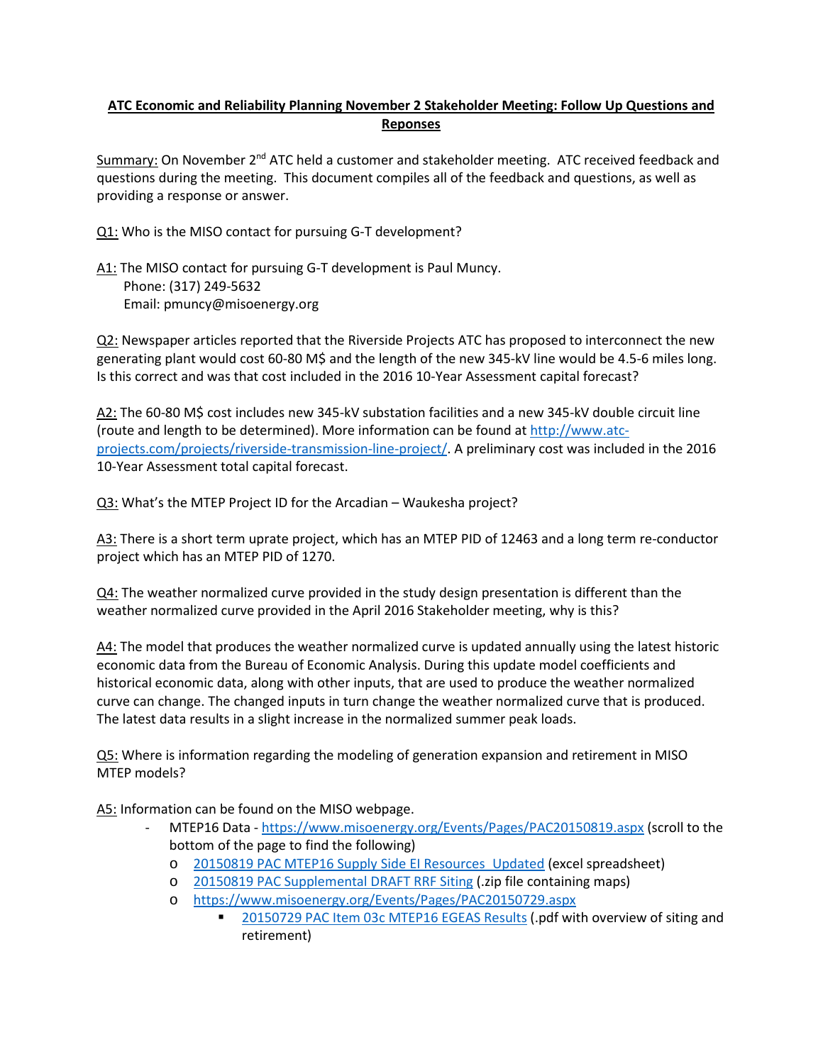# ATC Economic and Reliability Planning November 2 Stakeholder Meeting: Follow Up Questions and Reponses

Summary: On November 2nd ATC held a customer and stakeholder meeting. ATC received feedback and questions during the meeting. This document compiles all of the feedback and questions, as well as providing a response or answer.

Q1: Who is the MISO contact for pursuing G-T development?

A1: The MISO contact for pursuing G-T development is Paul Muncy.
Phone: (317) 249-5632
Email: pmuncy@misoenergy.org

Q2: Newspaper articles reported that the Riverside Projects ATC has proposed to interconnect the new generating plant would cost 60-80 M$ and the length of the new 345-kV line would be 4.5-6 miles long. Is this correct and was that cost included in the 2016 10-Year Assessment capital forecast?

A2: The 60-80 M$ cost includes new 345-kV substation facilities and a new 345-kV double circuit line (route and length to be determined). More information can be found at [http://www.atc-projects.com/projects/riverside-transmission-line-project/](http://www.atc-projects.com/projects/riverside-transmission-line-project/). A preliminary cost was included in the 2016 10-Year Assessment total capital forecast.

Q3: What's the MTEP Project ID for the Arcadian – Waukesha project?

A3: There is a short term uprate project, which has an MTEP PID of 12463 and a long term re-conductor project which has an MTEP PID of 1270.

Q4: The weather normalized curve provided in the study design presentation is different than the weather normalized curve provided in the April 2016 Stakeholder meeting, why is this?

A4: The model that produces the weather normalized curve is updated annually using the latest historic economic data from the Bureau of Economic Analysis. During this update model coefficients and historical economic data, along with other inputs, that are used to produce the weather normalized curve can change. The changed inputs in turn change the weather normalized curve that is produced. The latest data results in a slight increase in the normalized summer peak loads.

Q5: Where is information regarding the modeling of generation expansion and retirement in MISO MTEP models?

A5: Information can be found on the MISO webpage.

- MTEP16 Data - [https://www.misoenergy.org/Events/Pages/PAC20150819.aspx](https://www.misoenergy.org/Events/Pages/PAC20150819.aspx) (scroll to the bottom of the page to find the following)
  - 20150819 PAC MTEP16 Supply Side EI Resources_Updated (excel spreadsheet)
  - 20150819 PAC Supplemental DRAFT RRF Siting (.zip file containing maps)
  - [https://www.misoenergy.org/Events/Pages/PAC20150729.aspx](https://www.misoenergy.org/Events/Pages/PAC20150729.aspx)
    - 20150729 PAC Item 03c MTEP16 EGEAS Results (.pdf with overview of siting and retirement)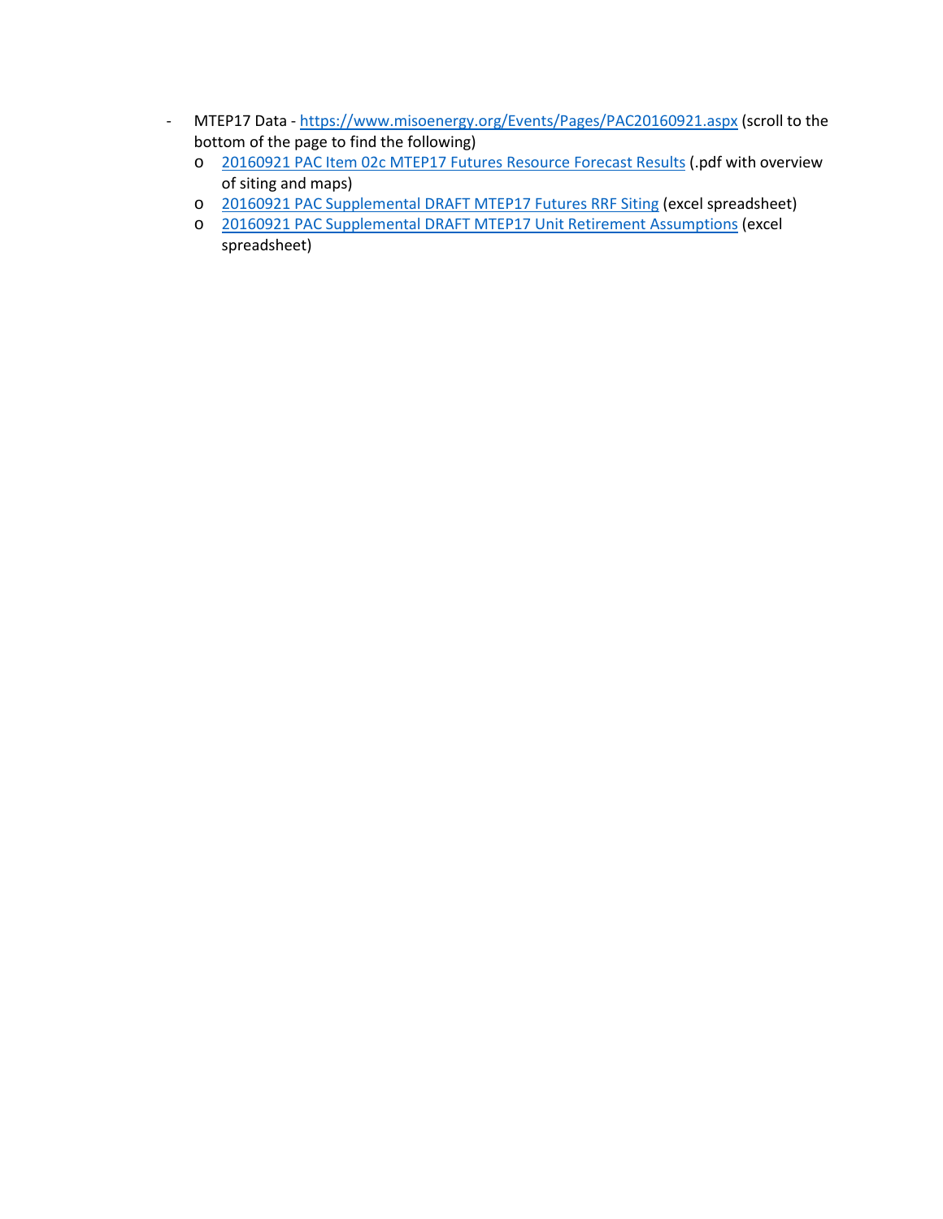- MTEP17 Data - https://www.misoenergy.org/Events/Pages/PAC20160921.aspx (scroll to the bottom of the page to find the following)
  - 20160921 PAC Item 02c MTEP17 Futures Resource Forecast Results (.pdf with overview of siting and maps)
  - 20160921 PAC Supplemental DRAFT MTEP17 Futures RRF Siting (excel spreadsheet)
  - 20160921 PAC Supplemental DRAFT MTEP17 Unit Retirement Assumptions (excel spreadsheet)